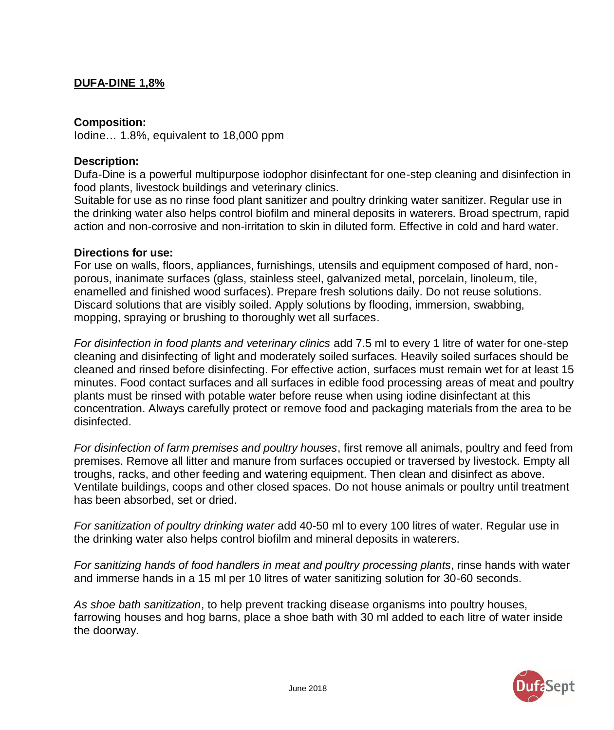# DUFA-DINE 1,8%

**Composition:**
Iodine... 1.8%, equivalent to 18,000 ppm

**Description:**
Dufa-Dine is a powerful multipurpose iodophor disinfectant for one-step cleaning and disinfection in food plants, livestock buildings and veterinary clinics.
Suitable for use as no rinse food plant sanitizer and poultry drinking water sanitizer. Regular use in the drinking water also helps control biofilm and mineral deposits in waterers. Broad spectrum, rapid action and non-corrosive and non-irritation to skin in diluted form. Effective in cold and hard water.

**Directions for use:**
For use on walls, floors, appliances, furnishings, utensils and equipment composed of hard, non-porous, inanimate surfaces (glass, stainless steel, galvanized metal, porcelain, linoleum, tile, enamelled and finished wood surfaces). Prepare fresh solutions daily. Do not reuse solutions. Discard solutions that are visibly soiled. Apply solutions by flooding, immersion, swabbing, mopping, spraying or brushing to thoroughly wet all surfaces.

*For disinfection in food plants and veterinary clinics* add 7.5 ml to every 1 litre of water for one-step cleaning and disinfecting of light and moderately soiled surfaces. Heavily soiled surfaces should be cleaned and rinsed before disinfecting. For effective action, surfaces must remain wet for at least 15 minutes. Food contact surfaces and all surfaces in edible food processing areas of meat and poultry plants must be rinsed with potable water before reuse when using iodine disinfectant at this concentration. Always carefully protect or remove food and packaging materials from the area to be disinfected.

*For disinfection of farm premises and poultry houses*, first remove all animals, poultry and feed from premises. Remove all litter and manure from surfaces occupied or traversed by livestock. Empty all troughs, racks, and other feeding and watering equipment. Then clean and disinfect as above. Ventilate buildings, coops and other closed spaces. Do not house animals or poultry until treatment has been absorbed, set or dried.

*For sanitization of poultry drinking water* add 40-50 ml to every 100 litres of water. Regular use in the drinking water also helps control biofilm and mineral deposits in waterers.

*For sanitizing hands of food handlers in meat and poultry processing plants*, rinse hands with water and immerse hands in a 15 ml per 10 litres of water sanitizing solution for 30-60 seconds.

*As shoe bath sanitization*, to help prevent tracking disease organisms into poultry houses, farrowing houses and hog barns, place a shoe bath with 30 ml added to each litre of water inside the doorway.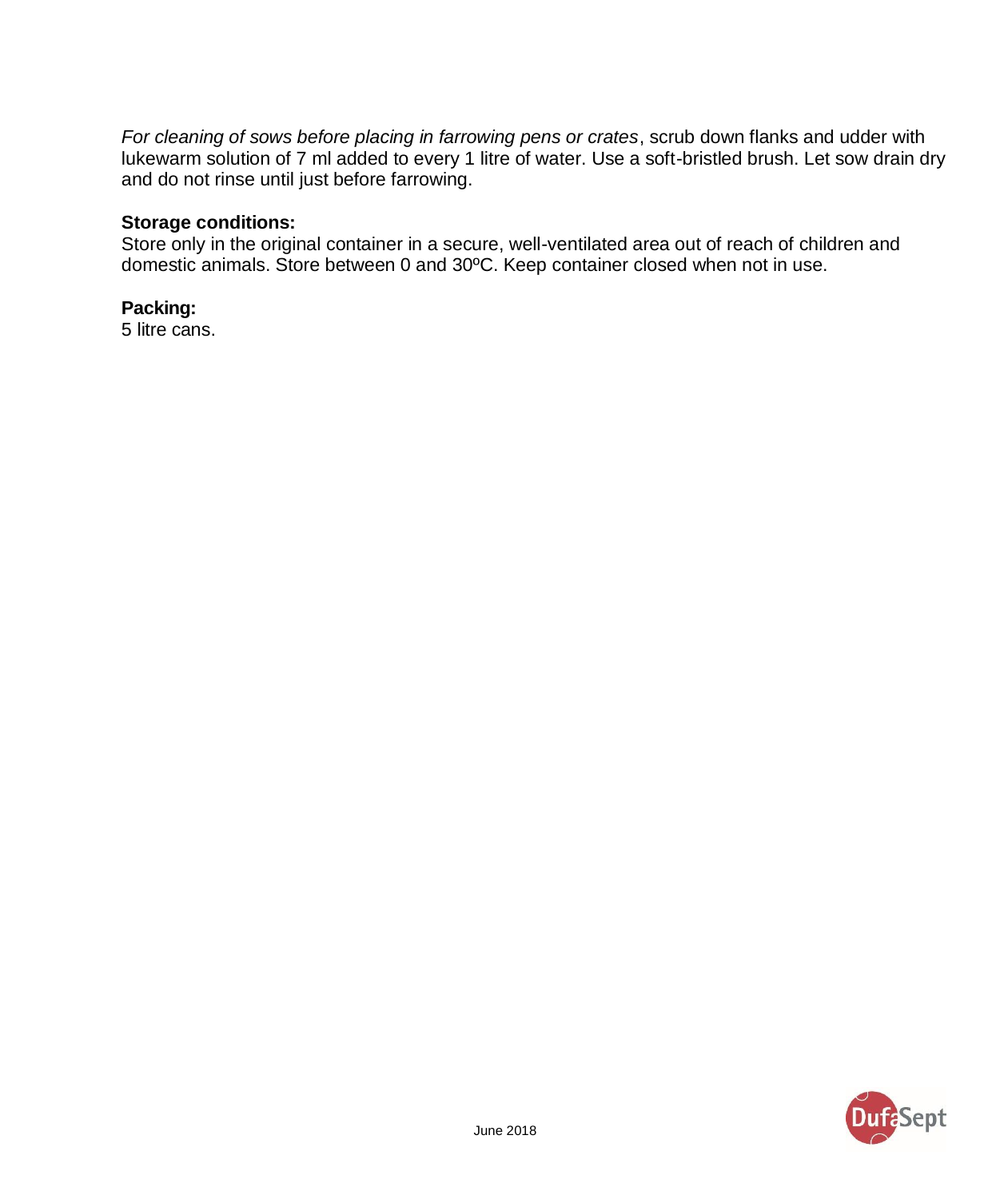*For cleaning of sows before placing in farrowing pens or crates*, scrub down flanks and udder with lukewarm solution of 7 ml added to every 1 litre of water. Use a soft-bristled brush. Let sow drain dry and do not rinse until just before farrowing.

**Storage conditions:**

Store only in the original container in a secure, well-ventilated area out of reach of children and domestic animals. Store between 0 and 30ºC. Keep container closed when not in use.

**Packing:**

5 litre cans.

June 2018